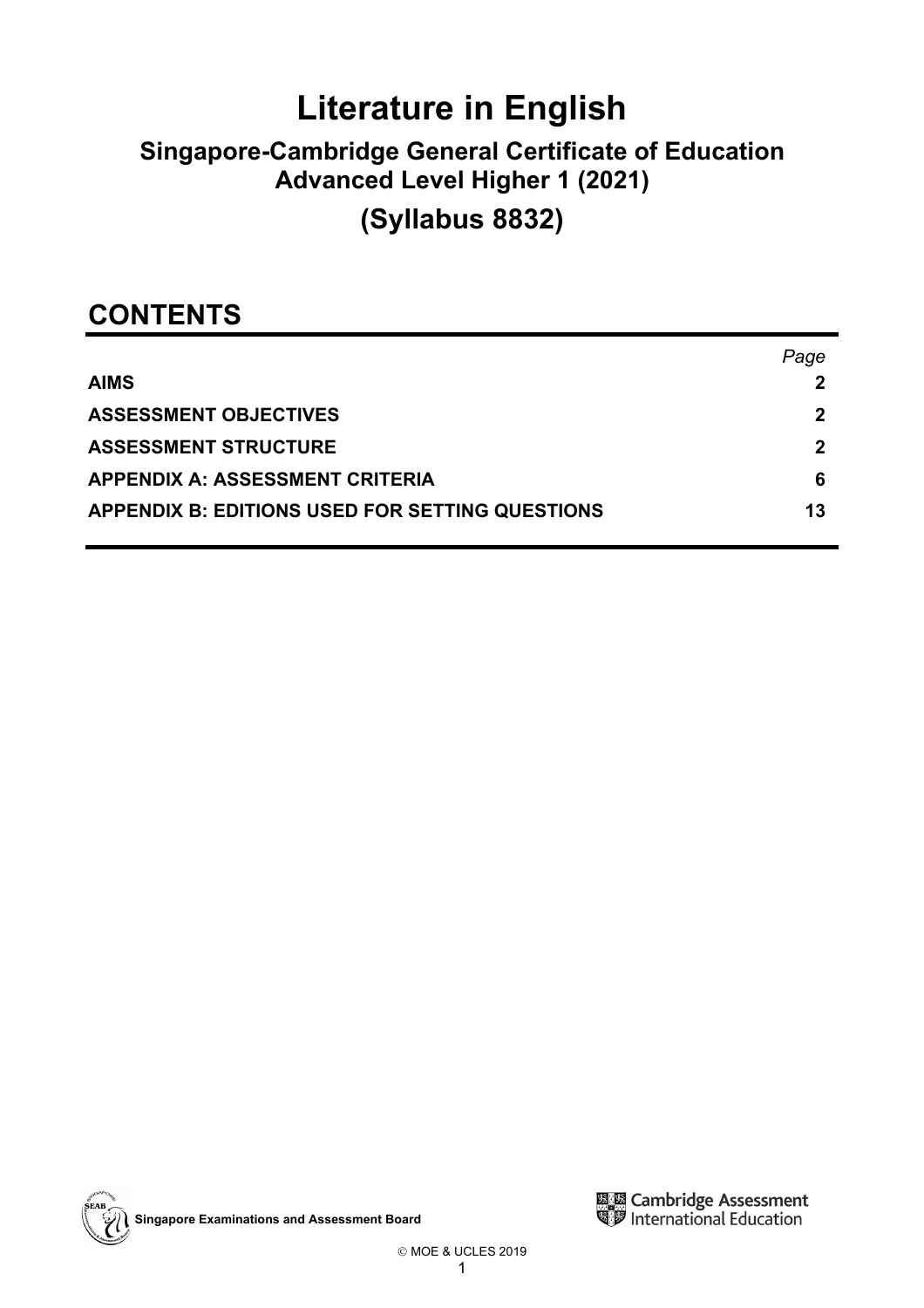# Literature in English

## Singapore-Cambridge General Certificate of Education Advanced Level Higher 1 (2021)

## (Syllabus 8832)

## CONTENTS

| | *Page* |
|---|---|
| **AIMS** | **2** |
| **ASSESSMENT OBJECTIVES** | **2** |
| **ASSESSMENT STRUCTURE** | **2** |
| **APPENDIX A: ASSESSMENT CRITERIA** | **6** |
| **APPENDIX B: EDITIONS USED FOR SETTING QUESTIONS** | **13** |

**Singapore Examinations and Assessment Board**

Cambridge Assessment International Education

© MOE & UCLES 2019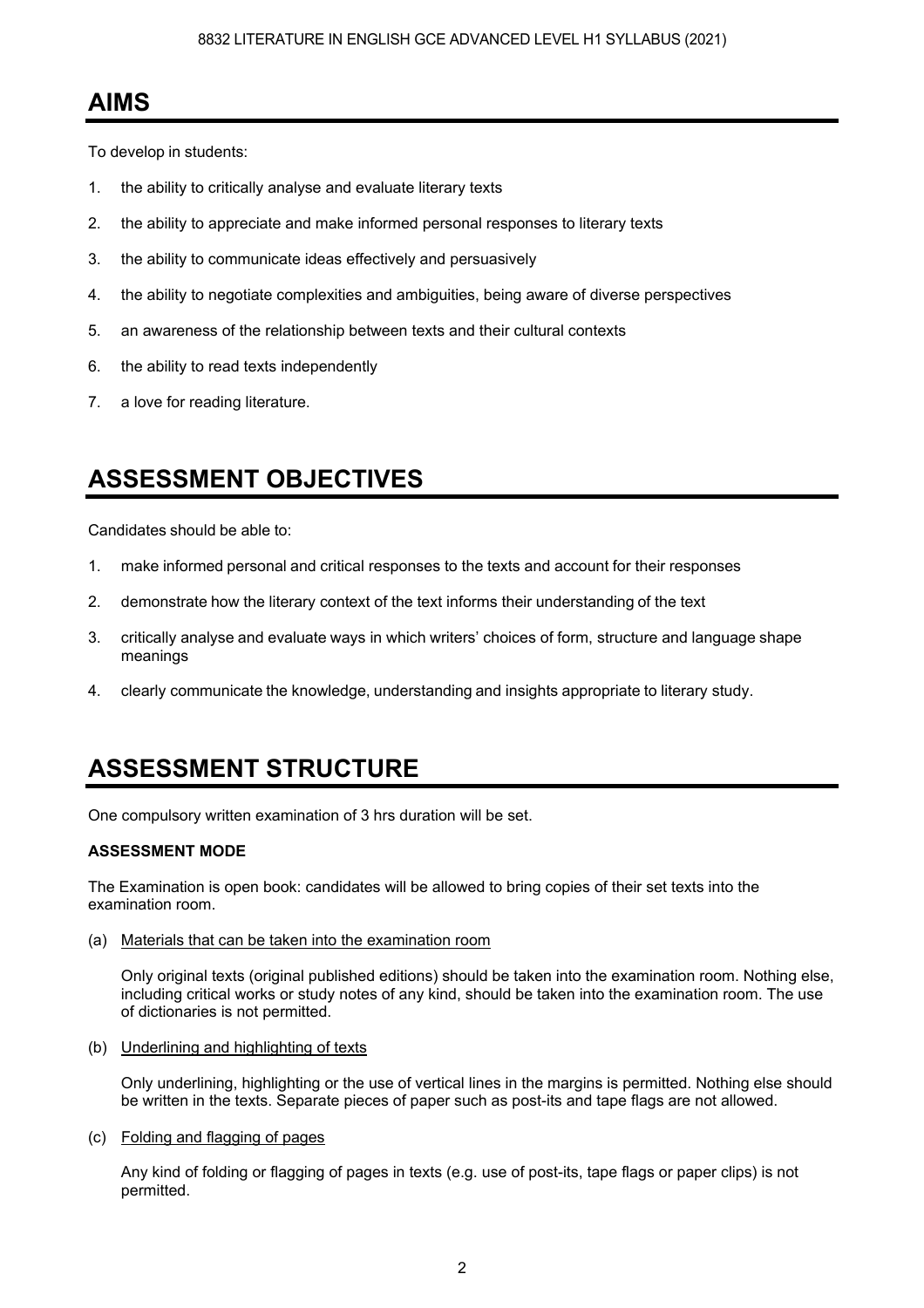## AIMS

To develop in students:

1. the ability to critically analyse and evaluate literary texts
2. the ability to appreciate and make informed personal responses to literary texts
3. the ability to communicate ideas effectively and persuasively
4. the ability to negotiate complexities and ambiguities, being aware of diverse perspectives
5. an awareness of the relationship between texts and their cultural contexts
6. the ability to read texts independently
7. a love for reading literature.

## ASSESSMENT OBJECTIVES

Candidates should be able to:

1. make informed personal and critical responses to the texts and account for their responses
2. demonstrate how the literary context of the text informs their understanding of the text
3. critically analyse and evaluate ways in which writers' choices of form, structure and language shape meanings
4. clearly communicate the knowledge, understanding and insights appropriate to literary study.

## ASSESSMENT STRUCTURE

One compulsory written examination of 3 hrs duration will be set.

**ASSESSMENT MODE**

The Examination is open book: candidates will be allowed to bring copies of their set texts into the examination room.

(a) Materials that can be taken into the examination room

Only original texts (original published editions) should be taken into the examination room. Nothing else, including critical works or study notes of any kind, should be taken into the examination room. The use of dictionaries is not permitted.

(b) Underlining and highlighting of texts

Only underlining, highlighting or the use of vertical lines in the margins is permitted. Nothing else should be written in the texts. Separate pieces of paper such as post-its and tape flags are not allowed.

(c) Folding and flagging of pages

Any kind of folding or flagging of pages in texts (e.g. use of post-its, tape flags or paper clips) is not permitted.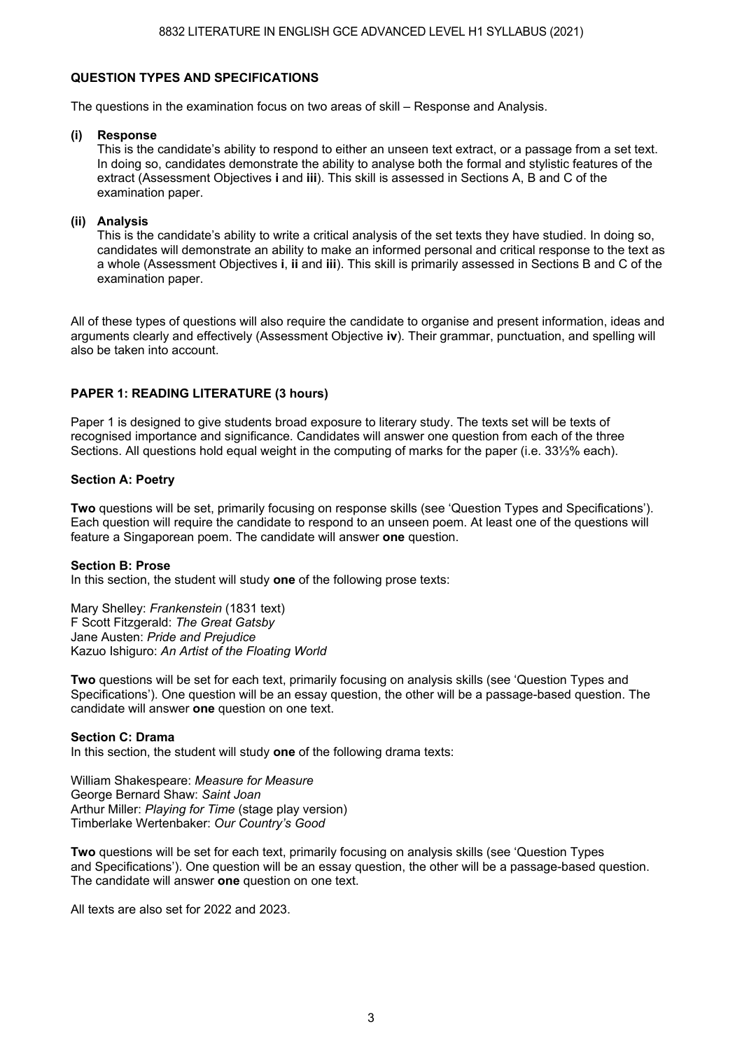## QUESTION TYPES AND SPECIFICATIONS

The questions in the examination focus on two areas of skill – Response and Analysis.

**(i) Response**

This is the candidate's ability to respond to either an unseen text extract, or a passage from a set text. In doing so, candidates demonstrate the ability to analyse both the formal and stylistic features of the extract (Assessment Objectives **i** and **iii**). This skill is assessed in Sections A, B and C of the examination paper.

**(ii) Analysis**

This is the candidate's ability to write a critical analysis of the set texts they have studied. In doing so, candidates will demonstrate an ability to make an informed personal and critical response to the text as a whole (Assessment Objectives **i**, **ii** and **iii**). This skill is primarily assessed in Sections B and C of the examination paper.

All of these types of questions will also require the candidate to organise and present information, ideas and arguments clearly and effectively (Assessment Objective **iv**). Their grammar, punctuation, and spelling will also be taken into account.

## PAPER 1: READING LITERATURE (3 hours)

Paper 1 is designed to give students broad exposure to literary study. The texts set will be texts of recognised importance and significance. Candidates will answer one question from each of the three Sections. All questions hold equal weight in the computing of marks for the paper (i.e. 33⅓% each).

### Section A: Poetry

**Two** questions will be set, primarily focusing on response skills (see 'Question Types and Specifications'). Each question will require the candidate to respond to an unseen poem. At least one of the questions will feature a Singaporean poem. The candidate will answer **one** question.

### Section B: Prose

In this section, the student will study **one** of the following prose texts:

Mary Shelley: *Frankenstein* (1831 text)
F Scott Fitzgerald: *The Great Gatsby*
Jane Austen: *Pride and Prejudice*
Kazuo Ishiguro: *An Artist of the Floating World*

**Two** questions will be set for each text, primarily focusing on analysis skills (see 'Question Types and Specifications'). One question will be an essay question, the other will be a passage-based question. The candidate will answer **one** question on one text.

### Section C: Drama

In this section, the student will study **one** of the following drama texts:

William Shakespeare: *Measure for Measure*
George Bernard Shaw: *Saint Joan*
Arthur Miller: *Playing for Time* (stage play version)
Timberlake Wertenbaker: *Our Country's Good*

**Two** questions will be set for each text, primarily focusing on analysis skills (see 'Question Types and Specifications'). One question will be an essay question, the other will be a passage-based question. The candidate will answer **one** question on one text.

All texts are also set for 2022 and 2023.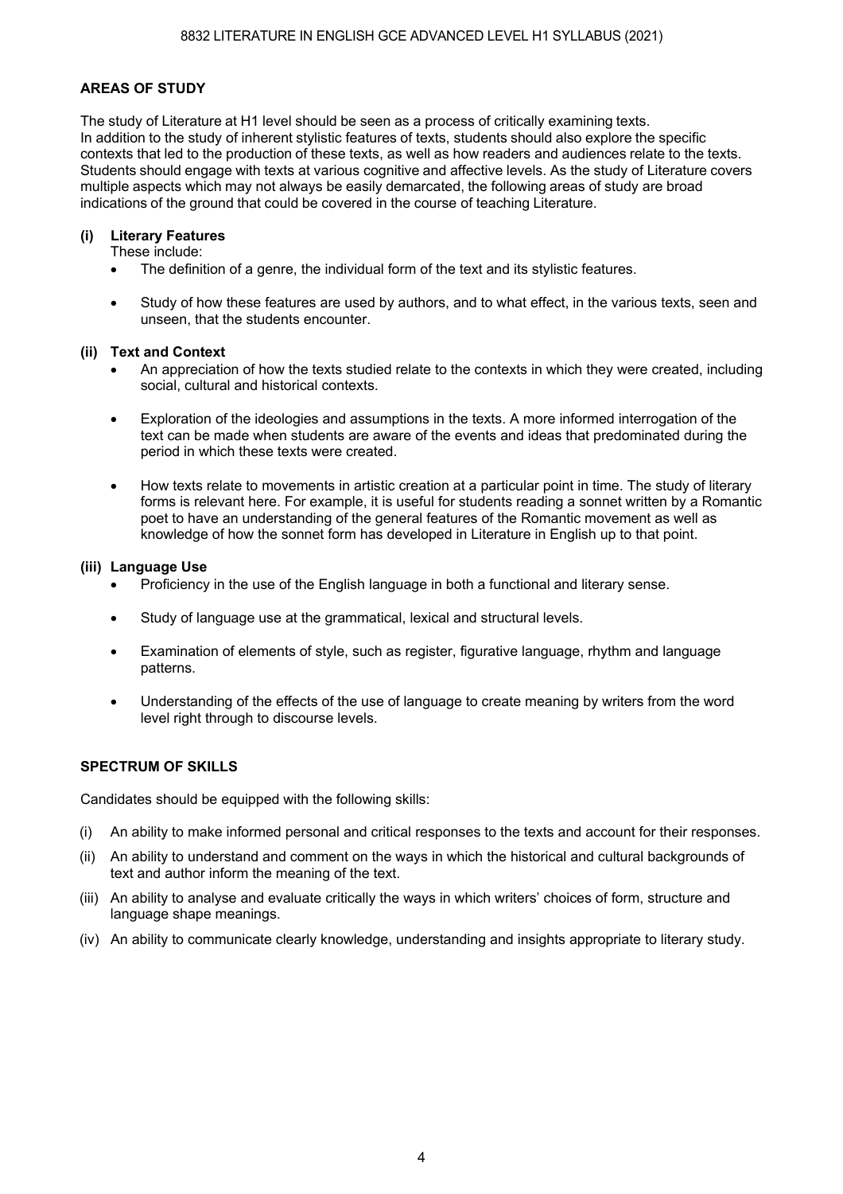## AREAS OF STUDY

The study of Literature at H1 level should be seen as a process of critically examining texts. In addition to the study of inherent stylistic features of texts, students should also explore the specific contexts that led to the production of these texts, as well as how readers and audiences relate to the texts. Students should engage with texts at various cognitive and affective levels. As the study of Literature covers multiple aspects which may not always be easily demarcated, the following areas of study are broad indications of the ground that could be covered in the course of teaching Literature.

### (i) Literary Features

These include:

- The definition of a genre, the individual form of the text and its stylistic features.
- Study of how these features are used by authors, and to what effect, in the various texts, seen and unseen, that the students encounter.

### (ii) Text and Context

- An appreciation of how the texts studied relate to the contexts in which they were created, including social, cultural and historical contexts.
- Exploration of the ideologies and assumptions in the texts. A more informed interrogation of the text can be made when students are aware of the events and ideas that predominated during the period in which these texts were created.
- How texts relate to movements in artistic creation at a particular point in time. The study of literary forms is relevant here. For example, it is useful for students reading a sonnet written by a Romantic poet to have an understanding of the general features of the Romantic movement as well as knowledge of how the sonnet form has developed in Literature in English up to that point.

### (iii) Language Use

- Proficiency in the use of the English language in both a functional and literary sense.
- Study of language use at the grammatical, lexical and structural levels.
- Examination of elements of style, such as register, figurative language, rhythm and language patterns.
- Understanding of the effects of the use of language to create meaning by writers from the word level right through to discourse levels.

## SPECTRUM OF SKILLS

Candidates should be equipped with the following skills:

(i) An ability to make informed personal and critical responses to the texts and account for their responses.

(ii) An ability to understand and comment on the ways in which the historical and cultural backgrounds of text and author inform the meaning of the text.

(iii) An ability to analyse and evaluate critically the ways in which writers' choices of form, structure and language shape meanings.

(iv) An ability to communicate clearly knowledge, understanding and insights appropriate to literary study.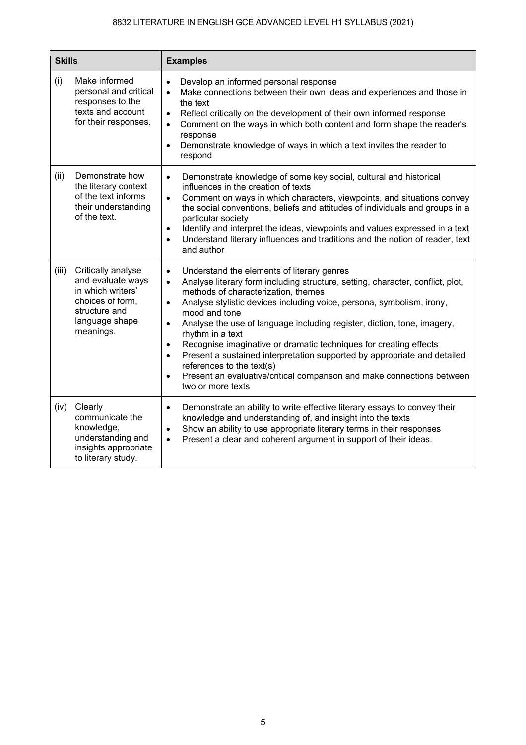| Skills | Examples |
|---|---|
| (i) Make informed personal and critical responses to the texts and account for their responses. | • Develop an informed personal response<br>• Make connections between their own ideas and experiences and those in the text<br>• Reflect critically on the development of their own informed response<br>• Comment on the ways in which both content and form shape the reader's response<br>• Demonstrate knowledge of ways in which a text invites the reader to respond |
| (ii) Demonstrate how the literary context of the text informs their understanding of the text. | • Demonstrate knowledge of some key social, cultural and historical influences in the creation of texts<br>• Comment on ways in which characters, viewpoints, and situations convey the social conventions, beliefs and attitudes of individuals and groups in a particular society<br>• Identify and interpret the ideas, viewpoints and values expressed in a text<br>• Understand literary influences and traditions and the notion of reader, text and author |
| (iii) Critically analyse and evaluate ways in which writers' choices of form, structure and language shape meanings. | • Understand the elements of literary genres<br>• Analyse literary form including structure, setting, character, conflict, plot, methods of characterization, themes<br>• Analyse stylistic devices including voice, persona, symbolism, irony, mood and tone<br>• Analyse the use of language including register, diction, tone, imagery, rhythm in a text<br>• Recognise imaginative or dramatic techniques for creating effects<br>• Present a sustained interpretation supported by appropriate and detailed references to the text(s)<br>• Present an evaluative/critical comparison and make connections between two or more texts |
| (iv) Clearly communicate the knowledge, understanding and insights appropriate to literary study. | • Demonstrate an ability to write effective literary essays to convey their knowledge and understanding of, and insight into the texts<br>• Show an ability to use appropriate literary terms in their responses<br>• Present a clear and coherent argument in support of their ideas. |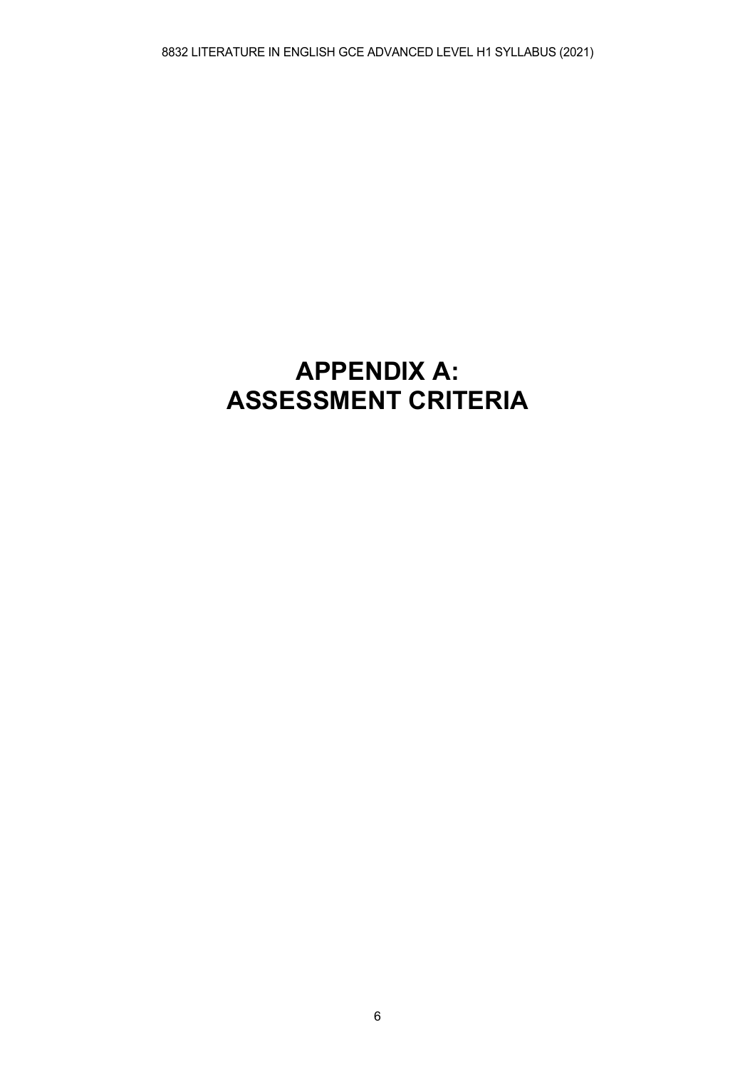# APPENDIX A: ASSESSMENT CRITERIA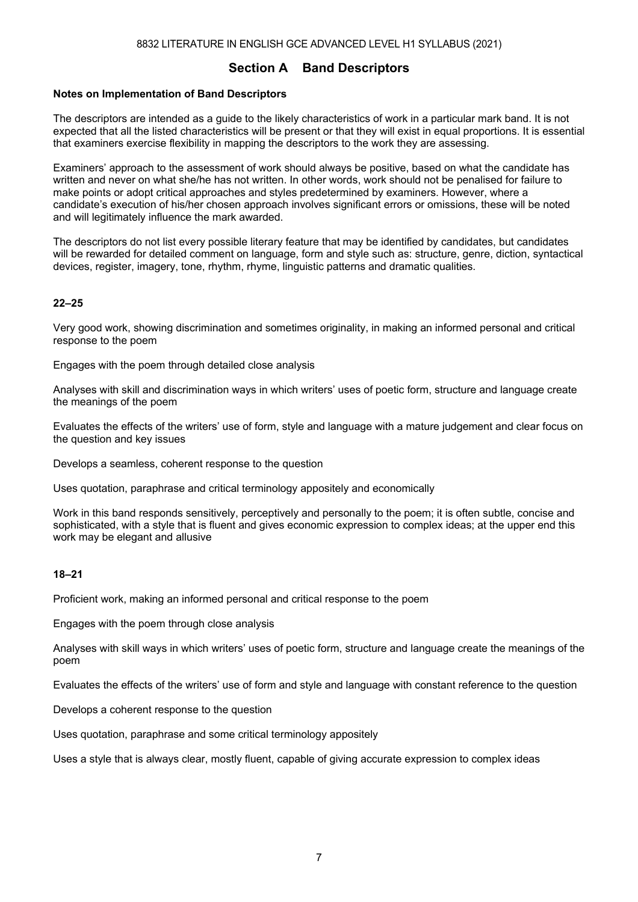## Section A Band Descriptors

**Notes on Implementation of Band Descriptors**

The descriptors are intended as a guide to the likely characteristics of work in a particular mark band. It is not expected that all the listed characteristics will be present or that they will exist in equal proportions. It is essential that examiners exercise flexibility in mapping the descriptors to the work they are assessing.

Examiners' approach to the assessment of work should always be positive, based on what the candidate has written and never on what she/he has not written. In other words, work should not be penalised for failure to make points or adopt critical approaches and styles predetermined by examiners. However, where a candidate's execution of his/her chosen approach involves significant errors or omissions, these will be noted and will legitimately influence the mark awarded.

The descriptors do not list every possible literary feature that may be identified by candidates, but candidates will be rewarded for detailed comment on language, form and style such as: structure, genre, diction, syntactical devices, register, imagery, tone, rhythm, rhyme, linguistic patterns and dramatic qualities.

**22–25**

Very good work, showing discrimination and sometimes originality, in making an informed personal and critical response to the poem

Engages with the poem through detailed close analysis

Analyses with skill and discrimination ways in which writers' uses of poetic form, structure and language create the meanings of the poem

Evaluates the effects of the writers' use of form, style and language with a mature judgement and clear focus on the question and key issues

Develops a seamless, coherent response to the question

Uses quotation, paraphrase and critical terminology appositely and economically

Work in this band responds sensitively, perceptively and personally to the poem; it is often subtle, concise and sophisticated, with a style that is fluent and gives economic expression to complex ideas; at the upper end this work may be elegant and allusive

**18–21**

Proficient work, making an informed personal and critical response to the poem

Engages with the poem through close analysis

Analyses with skill ways in which writers' uses of poetic form, structure and language create the meanings of the poem

Evaluates the effects of the writers' use of form and style and language with constant reference to the question

Develops a coherent response to the question

Uses quotation, paraphrase and some critical terminology appositely

Uses a style that is always clear, mostly fluent, capable of giving accurate expression to complex ideas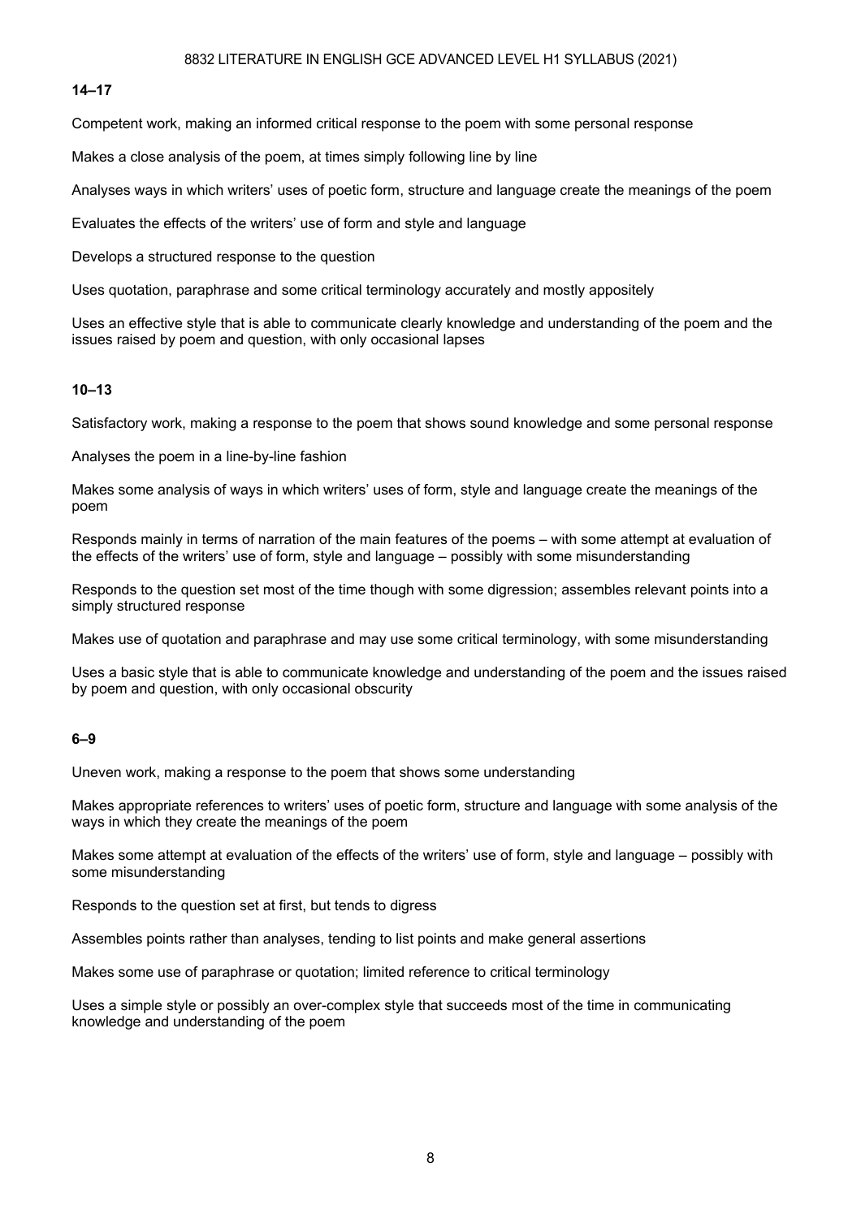**14–17**

Competent work, making an informed critical response to the poem with some personal response

Makes a close analysis of the poem, at times simply following line by line

Analyses ways in which writers' uses of poetic form, structure and language create the meanings of the poem

Evaluates the effects of the writers' use of form and style and language

Develops a structured response to the question

Uses quotation, paraphrase and some critical terminology accurately and mostly appositely

Uses an effective style that is able to communicate clearly knowledge and understanding of the poem and the issues raised by poem and question, with only occasional lapses

**10–13**

Satisfactory work, making a response to the poem that shows sound knowledge and some personal response

Analyses the poem in a line-by-line fashion

Makes some analysis of ways in which writers' uses of form, style and language create the meanings of the poem

Responds mainly in terms of narration of the main features of the poems – with some attempt at evaluation of the effects of the writers' use of form, style and language – possibly with some misunderstanding

Responds to the question set most of the time though with some digression; assembles relevant points into a simply structured response

Makes use of quotation and paraphrase and may use some critical terminology, with some misunderstanding

Uses a basic style that is able to communicate knowledge and understanding of the poem and the issues raised by poem and question, with only occasional obscurity

**6–9**

Uneven work, making a response to the poem that shows some understanding

Makes appropriate references to writers' uses of poetic form, structure and language with some analysis of the ways in which they create the meanings of the poem

Makes some attempt at evaluation of the effects of the writers' use of form, style and language – possibly with some misunderstanding

Responds to the question set at first, but tends to digress

Assembles points rather than analyses, tending to list points and make general assertions

Makes some use of paraphrase or quotation; limited reference to critical terminology

Uses a simple style or possibly an over-complex style that succeeds most of the time in communicating knowledge and understanding of the poem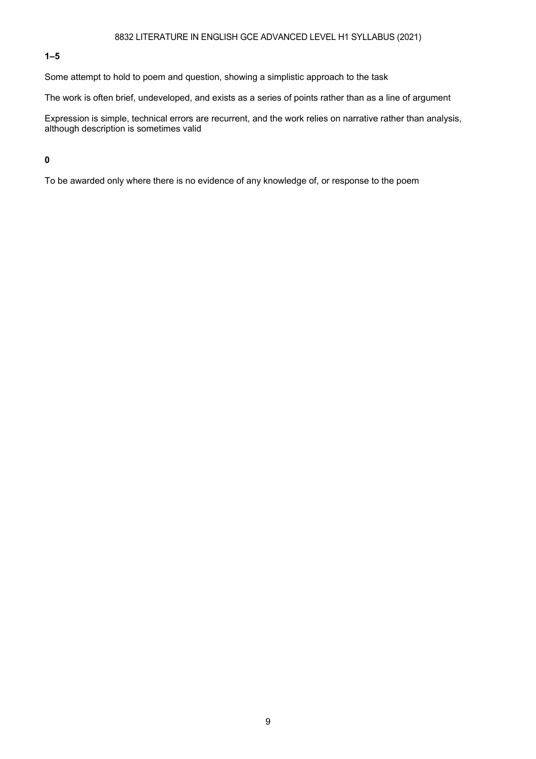**1–5**

Some attempt to hold to poem and question, showing a simplistic approach to the task

The work is often brief, undeveloped, and exists as a series of points rather than as a line of argument

Expression is simple, technical errors are recurrent, and the work relies on narrative rather than analysis, although description is sometimes valid

**0**

To be awarded only where there is no evidence of any knowledge of, or response to the poem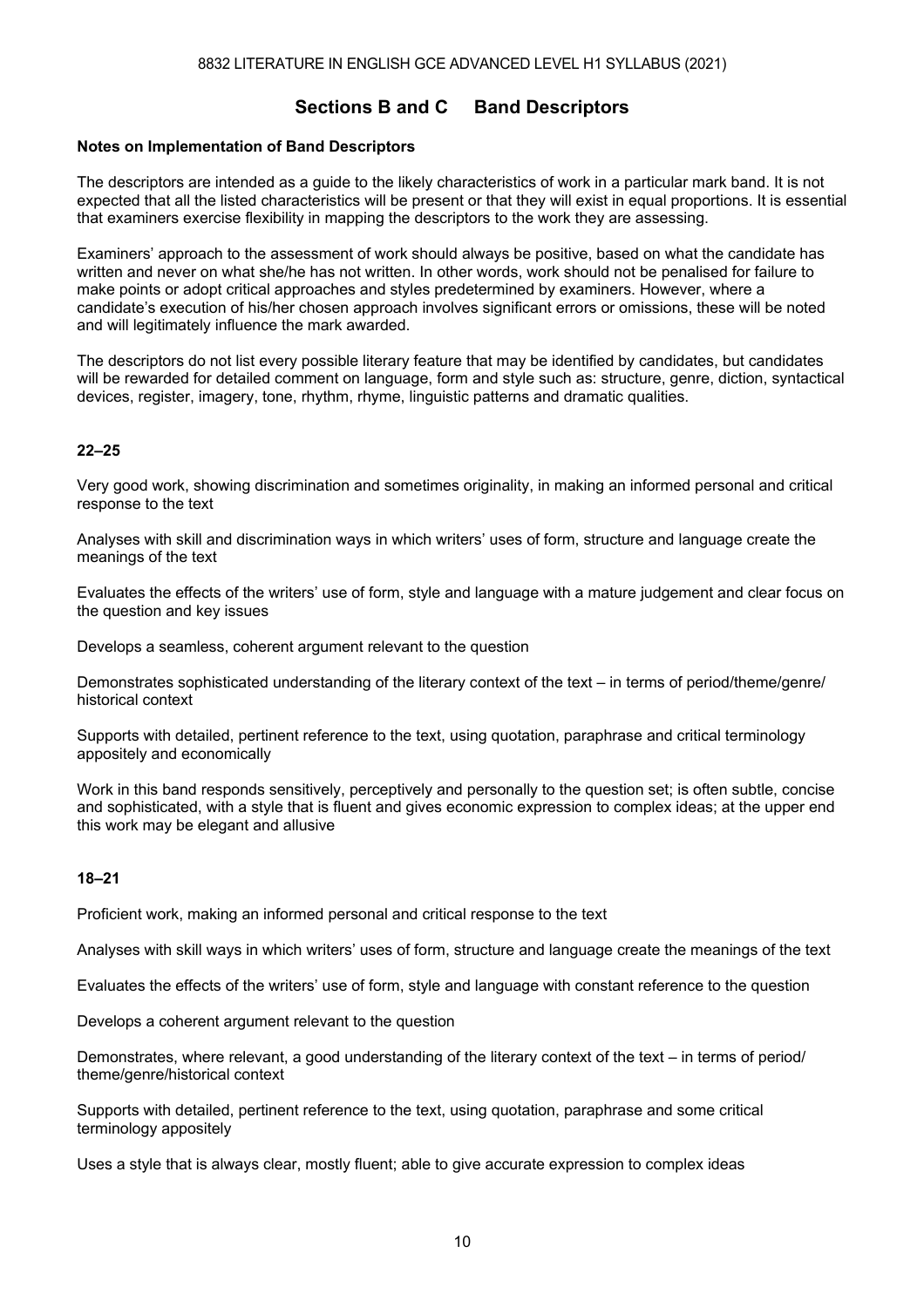## Sections B and C Band Descriptors

**Notes on Implementation of Band Descriptors**

The descriptors are intended as a guide to the likely characteristics of work in a particular mark band. It is not expected that all the listed characteristics will be present or that they will exist in equal proportions. It is essential that examiners exercise flexibility in mapping the descriptors to the work they are assessing.

Examiners' approach to the assessment of work should always be positive, based on what the candidate has written and never on what she/he has not written. In other words, work should not be penalised for failure to make points or adopt critical approaches and styles predetermined by examiners. However, where a candidate's execution of his/her chosen approach involves significant errors or omissions, these will be noted and will legitimately influence the mark awarded.

The descriptors do not list every possible literary feature that may be identified by candidates, but candidates will be rewarded for detailed comment on language, form and style such as: structure, genre, diction, syntactical devices, register, imagery, tone, rhythm, rhyme, linguistic patterns and dramatic qualities.

**22–25**

Very good work, showing discrimination and sometimes originality, in making an informed personal and critical response to the text

Analyses with skill and discrimination ways in which writers' uses of form, structure and language create the meanings of the text

Evaluates the effects of the writers' use of form, style and language with a mature judgement and clear focus on the question and key issues

Develops a seamless, coherent argument relevant to the question

Demonstrates sophisticated understanding of the literary context of the text – in terms of period/theme/genre/historical context

Supports with detailed, pertinent reference to the text, using quotation, paraphrase and critical terminology appositely and economically

Work in this band responds sensitively, perceptively and personally to the question set; is often subtle, concise and sophisticated, with a style that is fluent and gives economic expression to complex ideas; at the upper end this work may be elegant and allusive

**18–21**

Proficient work, making an informed personal and critical response to the text

Analyses with skill ways in which writers' uses of form, structure and language create the meanings of the text

Evaluates the effects of the writers' use of form, style and language with constant reference to the question

Develops a coherent argument relevant to the question

Demonstrates, where relevant, a good understanding of the literary context of the text – in terms of period/theme/genre/historical context

Supports with detailed, pertinent reference to the text, using quotation, paraphrase and some critical terminology appositely

Uses a style that is always clear, mostly fluent; able to give accurate expression to complex ideas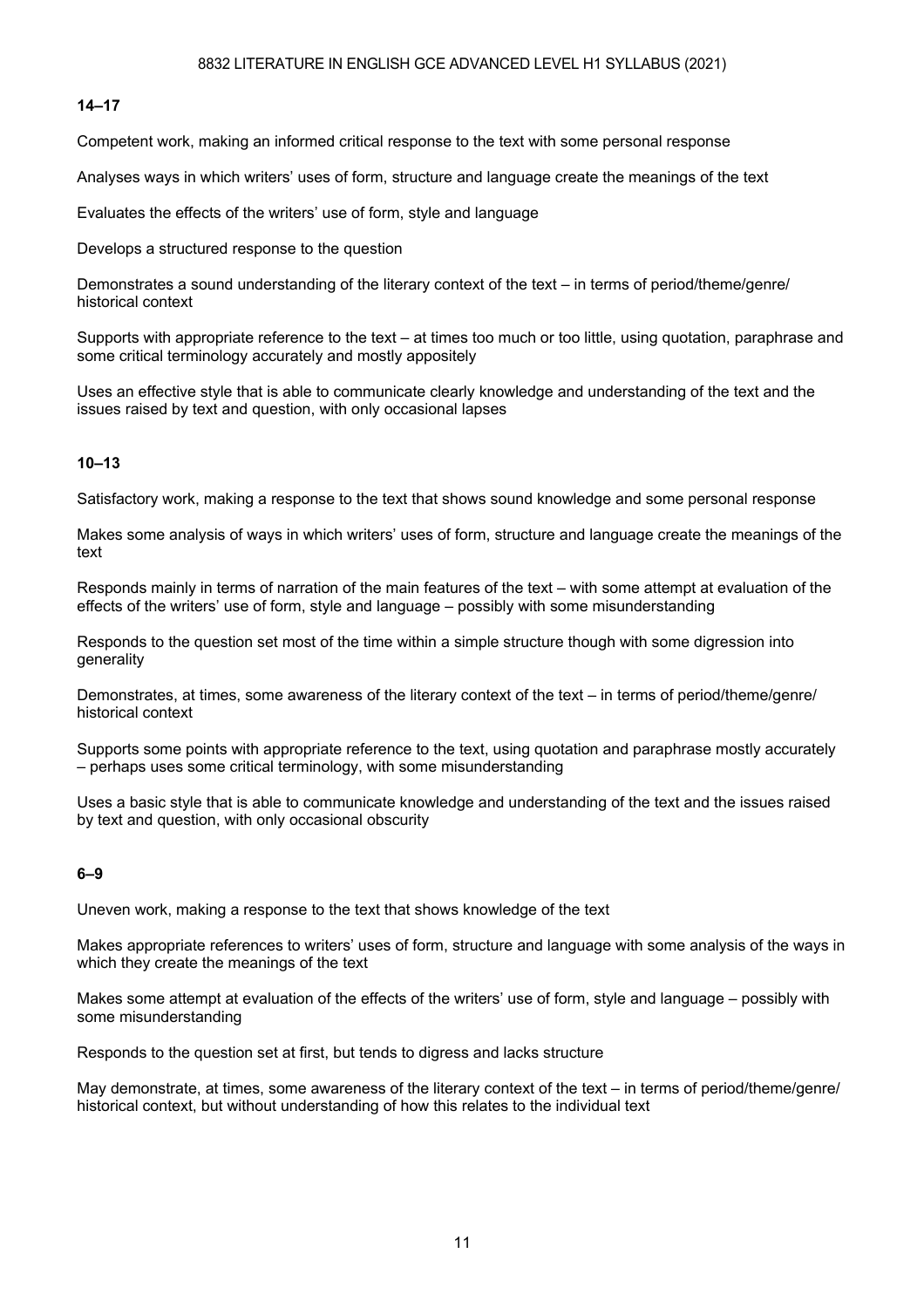**14–17**

Competent work, making an informed critical response to the text with some personal response

Analyses ways in which writers' uses of form, structure and language create the meanings of the text

Evaluates the effects of the writers' use of form, style and language

Develops a structured response to the question

Demonstrates a sound understanding of the literary context of the text – in terms of period/theme/genre/ historical context

Supports with appropriate reference to the text – at times too much or too little, using quotation, paraphrase and some critical terminology accurately and mostly appositely

Uses an effective style that is able to communicate clearly knowledge and understanding of the text and the issues raised by text and question, with only occasional lapses

**10–13**

Satisfactory work, making a response to the text that shows sound knowledge and some personal response

Makes some analysis of ways in which writers' uses of form, structure and language create the meanings of the text

Responds mainly in terms of narration of the main features of the text – with some attempt at evaluation of the effects of the writers' use of form, style and language – possibly with some misunderstanding

Responds to the question set most of the time within a simple structure though with some digression into generality

Demonstrates, at times, some awareness of the literary context of the text – in terms of period/theme/genre/ historical context

Supports some points with appropriate reference to the text, using quotation and paraphrase mostly accurately – perhaps uses some critical terminology, with some misunderstanding

Uses a basic style that is able to communicate knowledge and understanding of the text and the issues raised by text and question, with only occasional obscurity

**6–9**

Uneven work, making a response to the text that shows knowledge of the text

Makes appropriate references to writers' uses of form, structure and language with some analysis of the ways in which they create the meanings of the text

Makes some attempt at evaluation of the effects of the writers' use of form, style and language – possibly with some misunderstanding

Responds to the question set at first, but tends to digress and lacks structure

May demonstrate, at times, some awareness of the literary context of the text – in terms of period/theme/genre/ historical context, but without understanding of how this relates to the individual text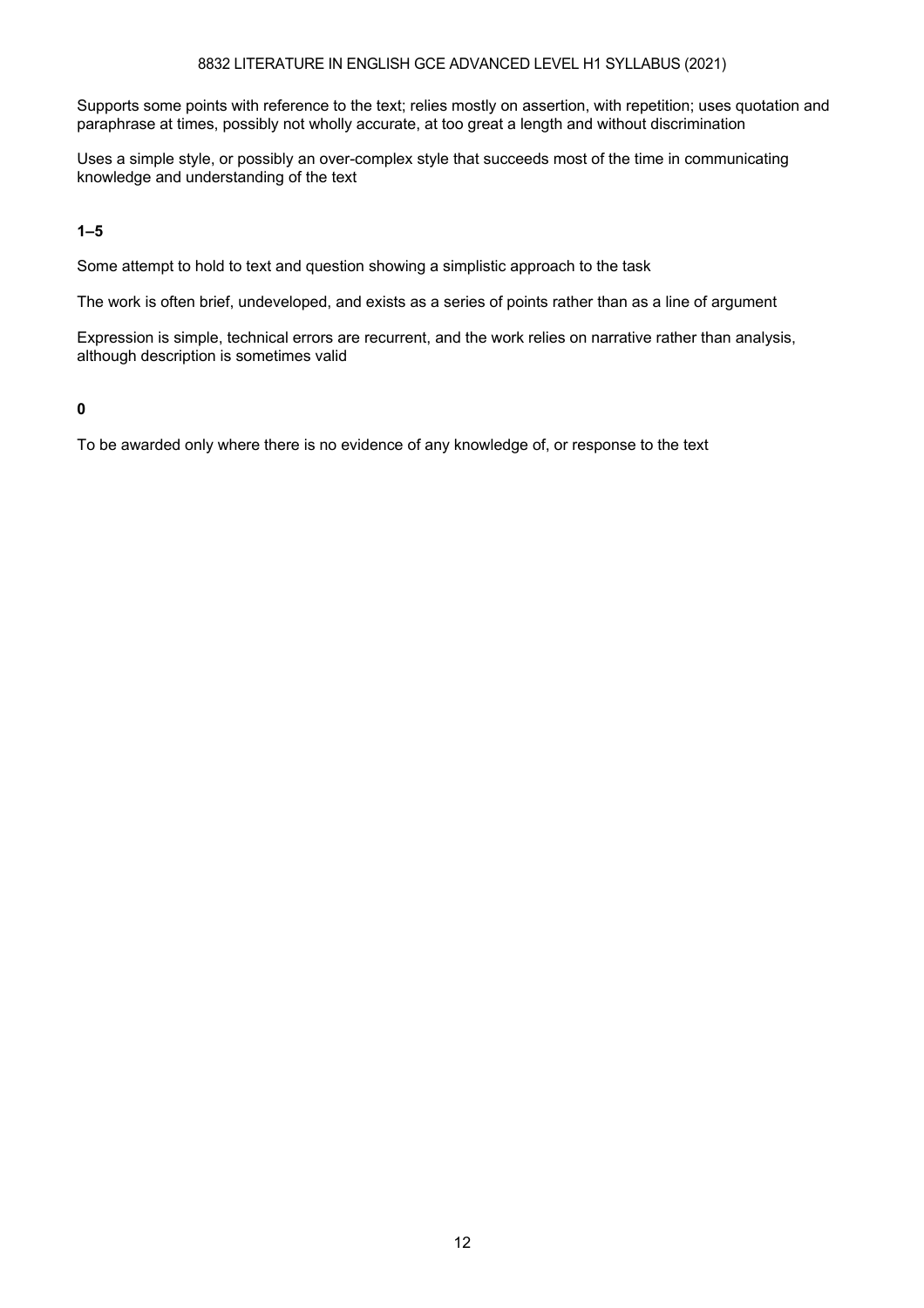Supports some points with reference to the text; relies mostly on assertion, with repetition; uses quotation and paraphrase at times, possibly not wholly accurate, at too great a length and without discrimination

Uses a simple style, or possibly an over-complex style that succeeds most of the time in communicating knowledge and understanding of the text

**1–5**

Some attempt to hold to text and question showing a simplistic approach to the task

The work is often brief, undeveloped, and exists as a series of points rather than as a line of argument

Expression is simple, technical errors are recurrent, and the work relies on narrative rather than analysis, although description is sometimes valid

**0**

To be awarded only where there is no evidence of any knowledge of, or response to the text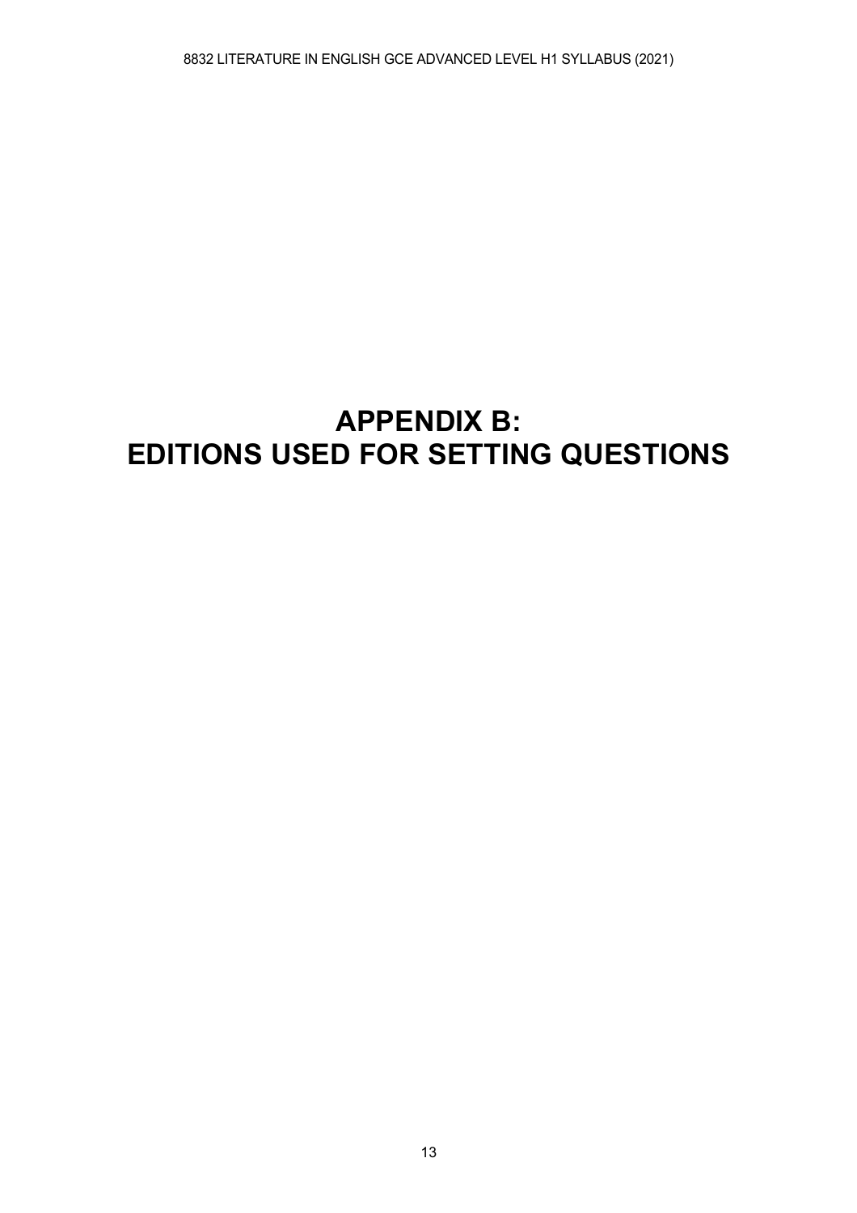# APPENDIX B: EDITIONS USED FOR SETTING QUESTIONS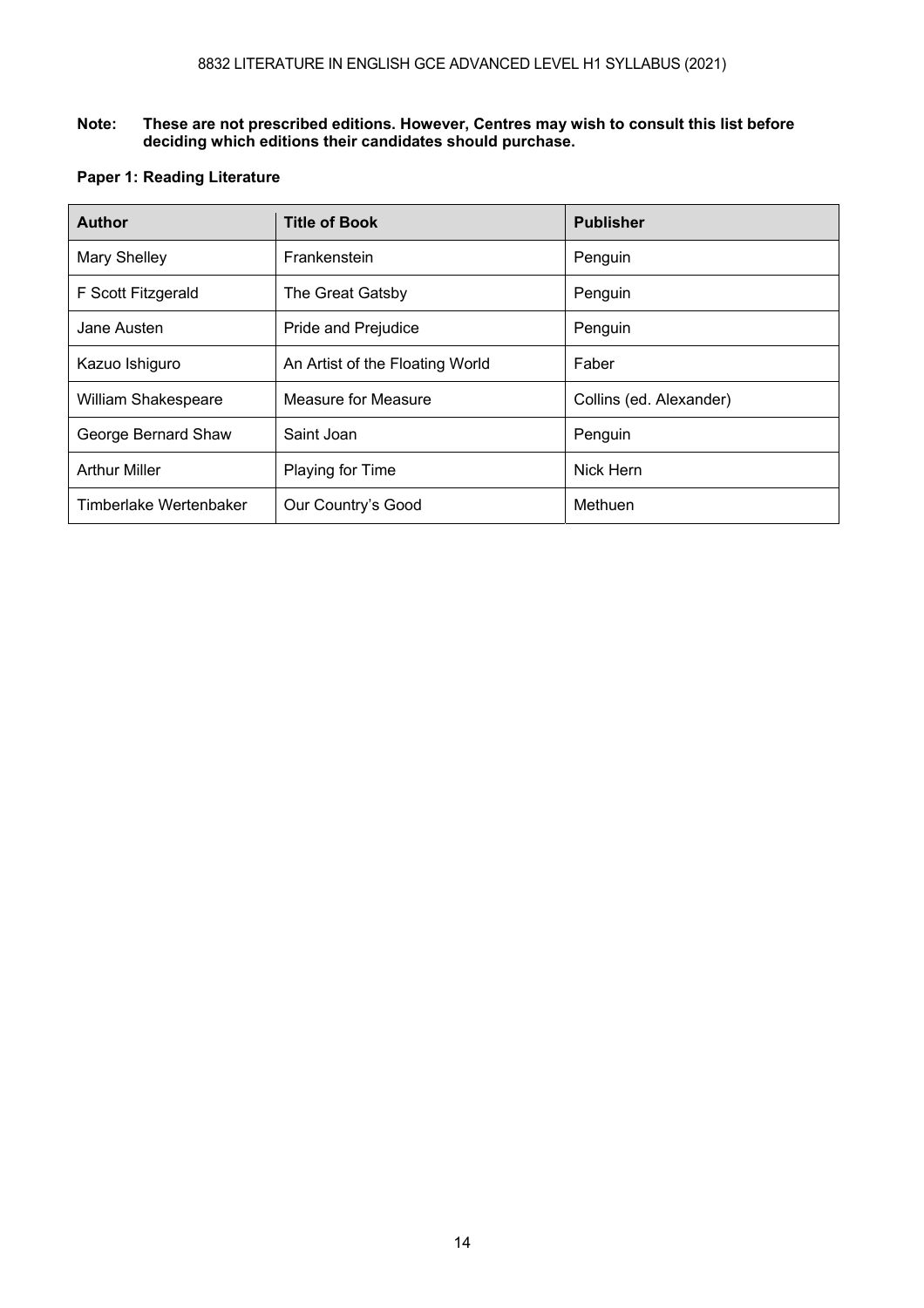**Note: These are not prescribed editions. However, Centres may wish to consult this list before deciding which editions their candidates should purchase.**

**Paper 1: Reading Literature**

| Author | Title of Book | Publisher |
|---|---|---|
| Mary Shelley | Frankenstein | Penguin |
| F Scott Fitzgerald | The Great Gatsby | Penguin |
| Jane Austen | Pride and Prejudice | Penguin |
| Kazuo Ishiguro | An Artist of the Floating World | Faber |
| William Shakespeare | Measure for Measure | Collins (ed. Alexander) |
| George Bernard Shaw | Saint Joan | Penguin |
| Arthur Miller | Playing for Time | Nick Hern |
| Timberlake Wertenbaker | Our Country's Good | Methuen |